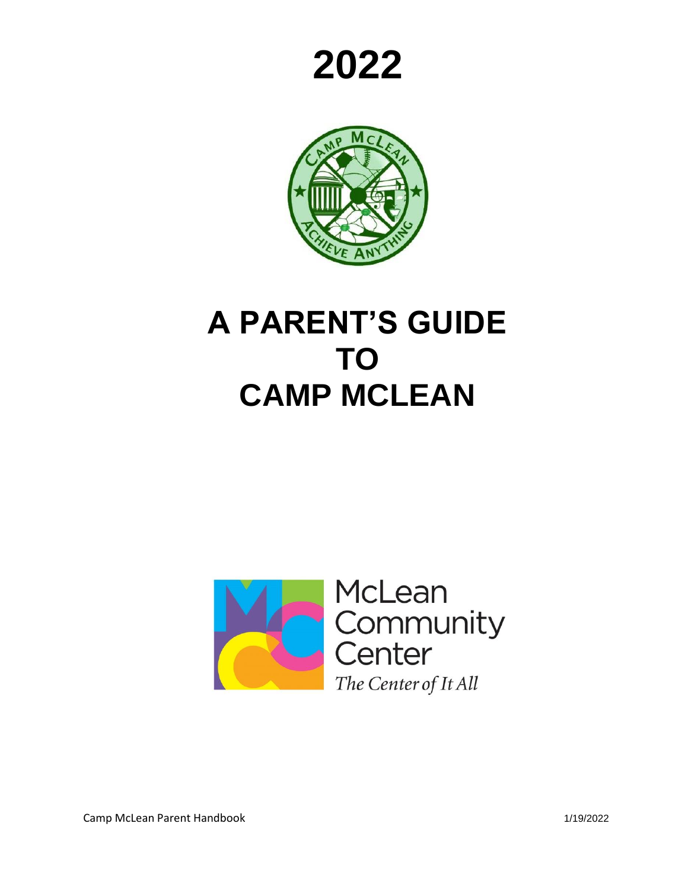# 2022

# A PARENT'S GUIDE TO CAMP MCLEAN

McLean Community Center

*The Center of It All*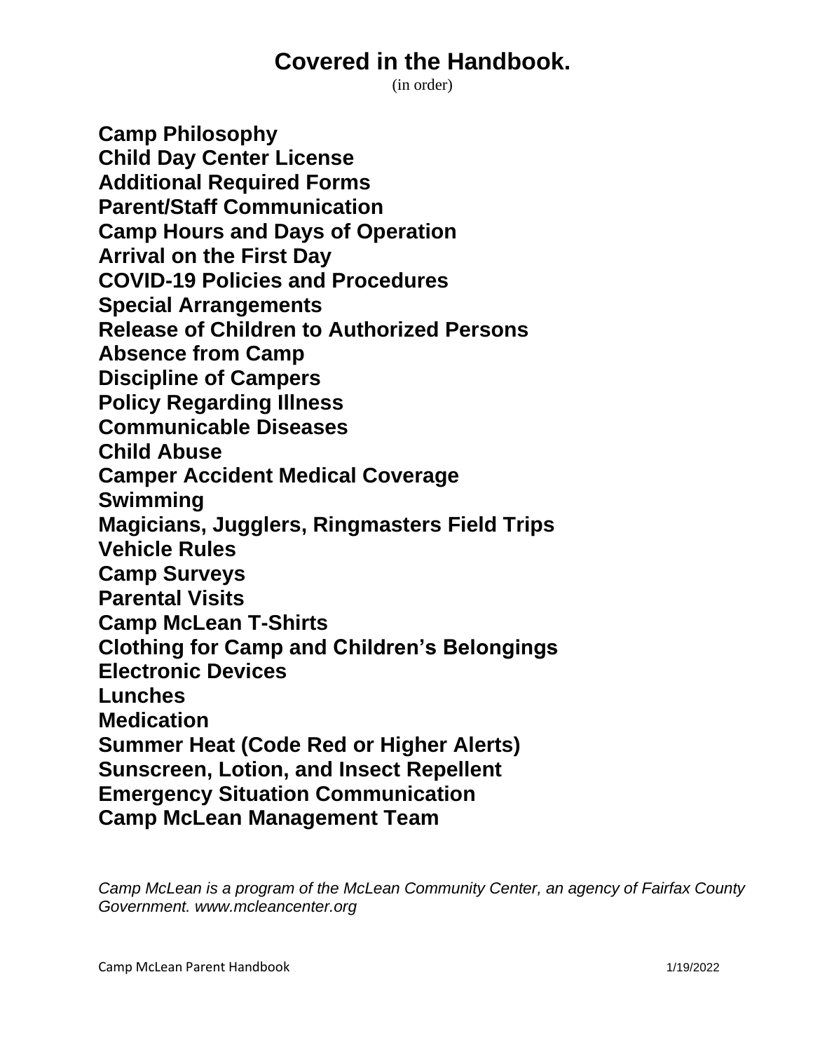# Covered in the Handbook.

(in order)

**Camp Philosophy**
**Child Day Center License**
**Additional Required Forms**
**Parent/Staff Communication**
**Camp Hours and Days of Operation**
**Arrival on the First Day**
**COVID-19 Policies and Procedures**
**Special Arrangements**
**Release of Children to Authorized Persons**
**Absence from Camp**
**Discipline of Campers**
**Policy Regarding Illness**
**Communicable Diseases**
**Child Abuse**
**Camper Accident Medical Coverage**
**Swimming**
**Magicians, Jugglers, Ringmasters Field Trips**
**Vehicle Rules**
**Camp Surveys**
**Parental Visits**
**Camp McLean T-Shirts**
**Clothing for Camp and Children's Belongings**
**Electronic Devices**
**Lunches**
**Medication**
**Summer Heat (Code Red or Higher Alerts)**
**Sunscreen, Lotion, and Insect Repellent**
**Emergency Situation Communication**
**Camp McLean Management Team**

*Camp McLean is a program of the McLean Community Center, an agency of Fairfax County Government. www.mcleancenter.org*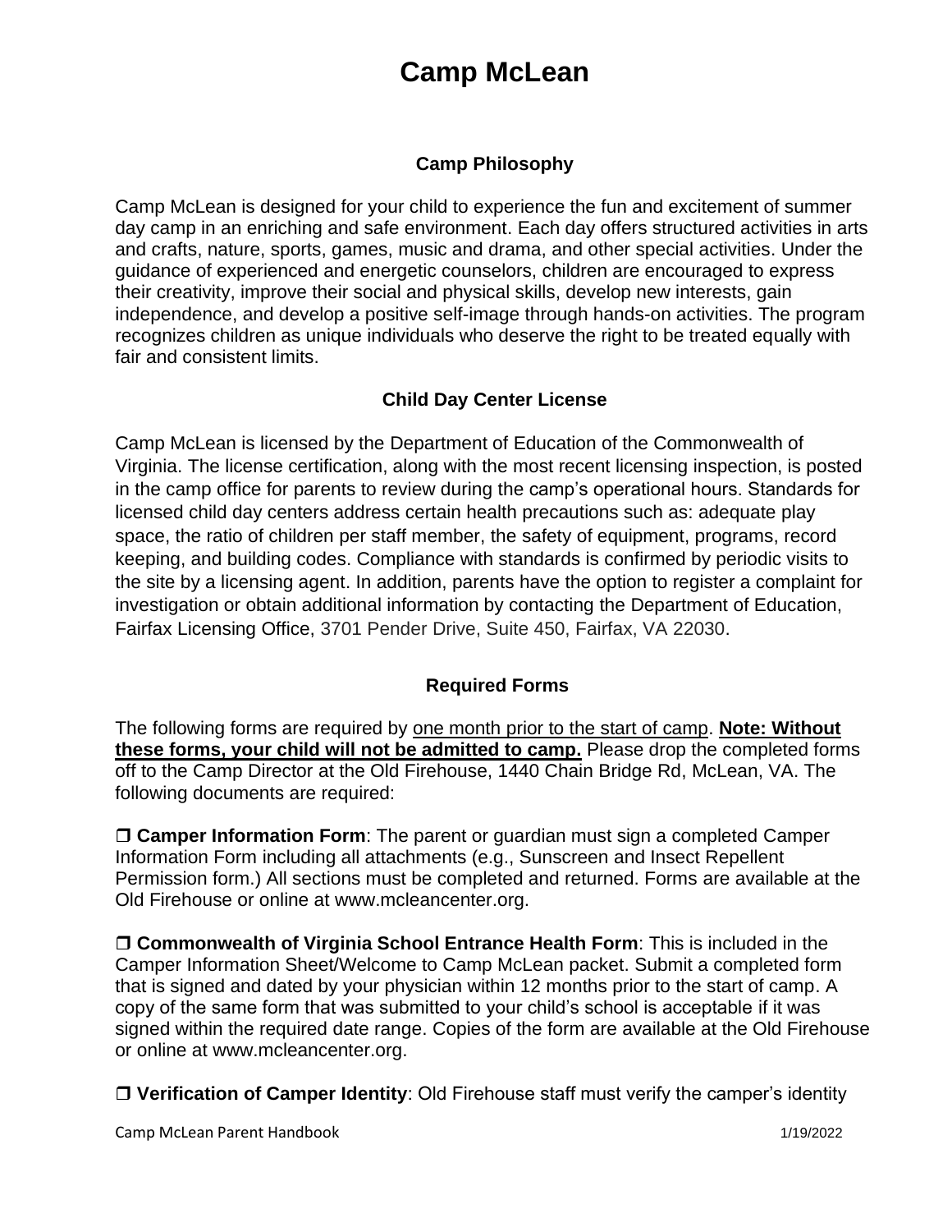# Camp McLean

## Camp Philosophy

Camp McLean is designed for your child to experience the fun and excitement of summer day camp in an enriching and safe environment. Each day offers structured activities in arts and crafts, nature, sports, games, music and drama, and other special activities. Under the guidance of experienced and energetic counselors, children are encouraged to express their creativity, improve their social and physical skills, develop new interests, gain independence, and develop a positive self-image through hands-on activities. The program recognizes children as unique individuals who deserve the right to be treated equally with fair and consistent limits.

## Child Day Center License

Camp McLean is licensed by the Department of Education of the Commonwealth of Virginia. The license certification, along with the most recent licensing inspection, is posted in the camp office for parents to review during the camp's operational hours. Standards for licensed child day centers address certain health precautions such as: adequate play space, the ratio of children per staff member, the safety of equipment, programs, record keeping, and building codes. Compliance with standards is confirmed by periodic visits to the site by a licensing agent. In addition, parents have the option to register a complaint for investigation or obtain additional information by contacting the Department of Education, Fairfax Licensing Office, 3701 Pender Drive, Suite 450, Fairfax, VA 22030.

## Required Forms

The following forms are required by one month prior to the start of camp. **Note: Without these forms, your child will not be admitted to camp.** Please drop the completed forms off to the Camp Director at the Old Firehouse, 1440 Chain Bridge Rd, McLean, VA. The following documents are required:

❒ **Camper Information Form**: The parent or guardian must sign a completed Camper Information Form including all attachments (e.g., Sunscreen and Insect Repellent Permission form.) All sections must be completed and returned. Forms are available at the Old Firehouse or online at www.mcleancenter.org.

❒ **Commonwealth of Virginia School Entrance Health Form**: This is included in the Camper Information Sheet/Welcome to Camp McLean packet. Submit a completed form that is signed and dated by your physician within 12 months prior to the start of camp. A copy of the same form that was submitted to your child's school is acceptable if it was signed within the required date range. Copies of the form are available at the Old Firehouse or online at www.mcleancenter.org.

❒ **Verification of Camper Identity**: Old Firehouse staff must verify the camper's identity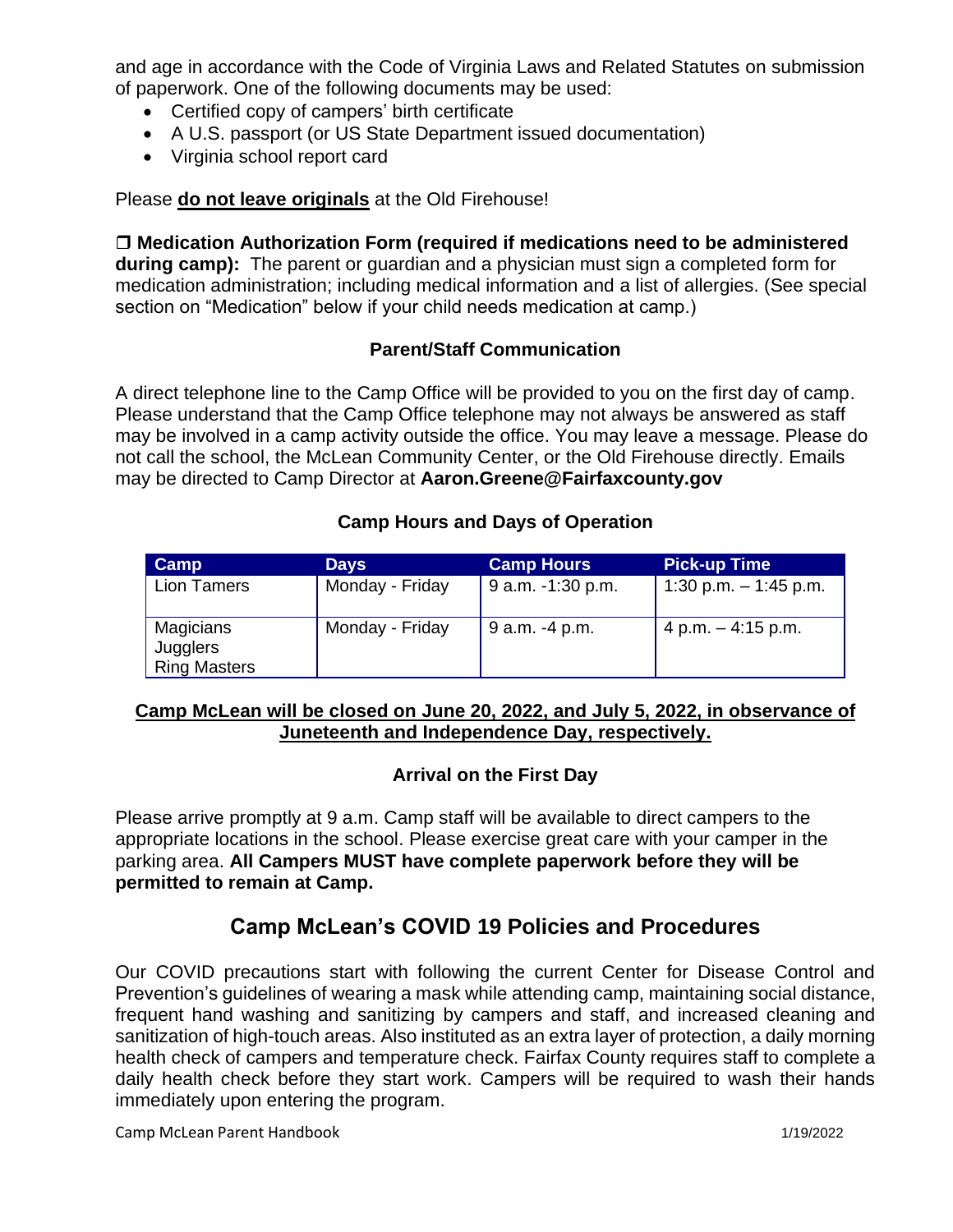and age in accordance with the Code of Virginia Laws and Related Statutes on submission of paperwork. One of the following documents may be used:

- Certified copy of campers' birth certificate
- A U.S. passport (or US State Department issued documentation)
- Virginia school report card

Please **do not leave originals** at the Old Firehouse!

❒ **Medication Authorization Form (required if medications need to be administered during camp):** The parent or guardian and a physician must sign a completed form for medication administration; including medical information and a list of allergies. (See special section on "Medication" below if your child needs medication at camp.)

### Parent/Staff Communication

A direct telephone line to the Camp Office will be provided to you on the first day of camp. Please understand that the Camp Office telephone may not always be answered as staff may be involved in a camp activity outside the office. You may leave a message. Please do not call the school, the McLean Community Center, or the Old Firehouse directly. Emails may be directed to Camp Director at **Aaron.Greene@Fairfaxcounty.gov**

### Camp Hours and Days of Operation

| Camp | Days | Camp Hours | Pick-up Time |
|---|---|---|---|
| Lion Tamers | Monday - Friday | 9 a.m. -1:30 p.m. | 1:30 p.m. – 1:45 p.m. |
| Magicians<br>Jugglers<br>Ring Masters | Monday - Friday | 9 a.m. -4 p.m. | 4 p.m. – 4:15 p.m. |

**Camp McLean will be closed on June 20, 2022, and July 5, 2022, in observance of Juneteenth and Independence Day, respectively.**

### Arrival on the First Day

Please arrive promptly at 9 a.m. Camp staff will be available to direct campers to the appropriate locations in the school. Please exercise great care with your camper in the parking area. **All Campers MUST have complete paperwork before they will be permitted to remain at Camp.**

## Camp McLean's COVID 19 Policies and Procedures

Our COVID precautions start with following the current Center for Disease Control and Prevention's guidelines of wearing a mask while attending camp, maintaining social distance, frequent hand washing and sanitizing by campers and staff, and increased cleaning and sanitization of high-touch areas. Also instituted as an extra layer of protection, a daily morning health check of campers and temperature check. Fairfax County requires staff to complete a daily health check before they start work. Campers will be required to wash their hands immediately upon entering the program.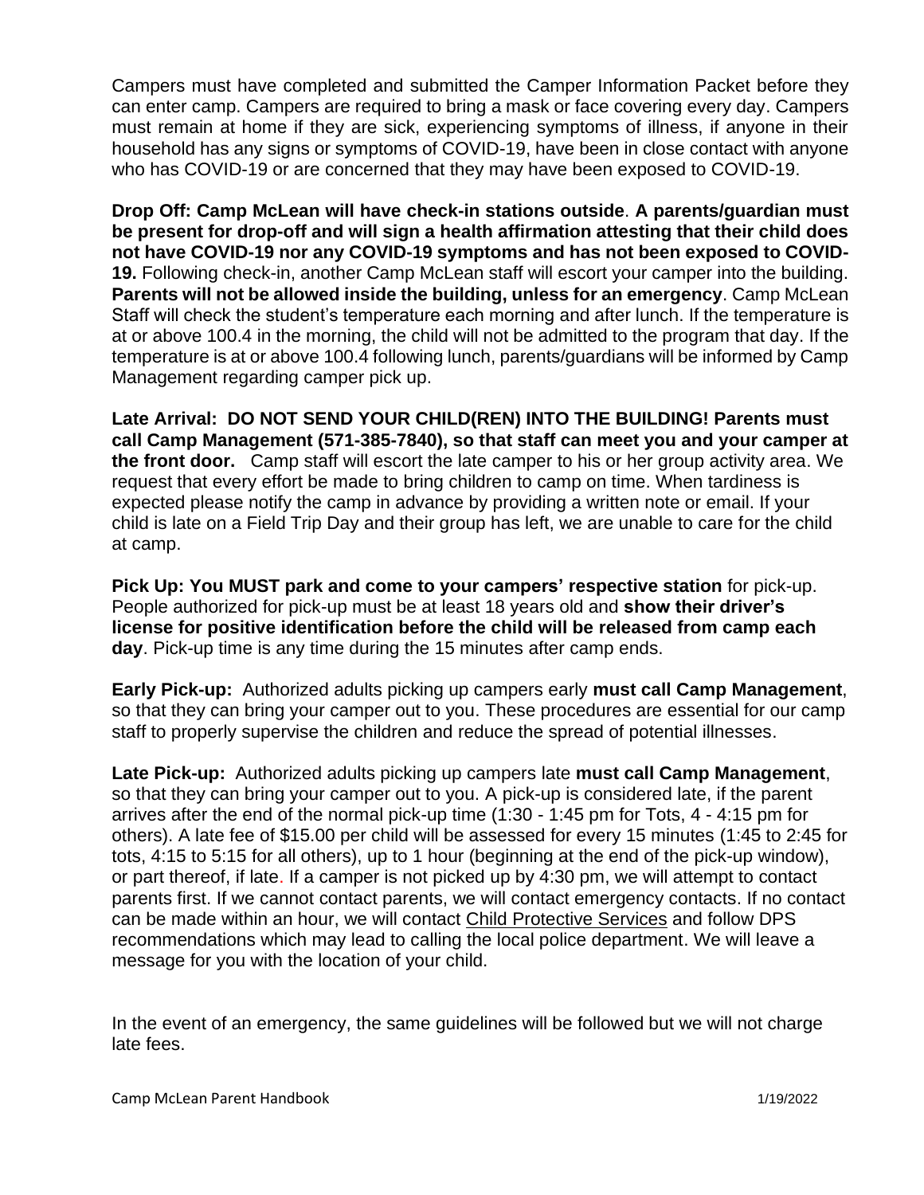Campers must have completed and submitted the Camper Information Packet before they can enter camp. Campers are required to bring a mask or face covering every day. Campers must remain at home if they are sick, experiencing symptoms of illness, if anyone in their household has any signs or symptoms of COVID-19, have been in close contact with anyone who has COVID-19 or are concerned that they may have been exposed to COVID-19.

**Drop Off: Camp McLean will have check-in stations outside**. **A parents/guardian must be present for drop-off and will sign a health affirmation attesting that their child does not have COVID-19 nor any COVID-19 symptoms and has not been exposed to COVID-19.** Following check-in, another Camp McLean staff will escort your camper into the building. **Parents will not be allowed inside the building, unless for an emergency**. Camp McLean Staff will check the student's temperature each morning and after lunch. If the temperature is at or above 100.4 in the morning, the child will not be admitted to the program that day. If the temperature is at or above 100.4 following lunch, parents/guardians will be informed by Camp Management regarding camper pick up.

**Late Arrival: DO NOT SEND YOUR CHILD(REN) INTO THE BUILDING! Parents must call Camp Management (571-385-7840), so that staff can meet you and your camper at the front door.** Camp staff will escort the late camper to his or her group activity area. We request that every effort be made to bring children to camp on time. When tardiness is expected please notify the camp in advance by providing a written note or email. If your child is late on a Field Trip Day and their group has left, we are unable to care for the child at camp.

**Pick Up: You MUST park and come to your campers' respective station** for pick-up. People authorized for pick-up must be at least 18 years old and **show their driver's license for positive identification before the child will be released from camp each day**. Pick-up time is any time during the 15 minutes after camp ends.

**Early Pick-up:** Authorized adults picking up campers early **must call Camp Management**, so that they can bring your camper out to you. These procedures are essential for our camp staff to properly supervise the children and reduce the spread of potential illnesses.

**Late Pick-up:** Authorized adults picking up campers late **must call Camp Management**, so that they can bring your camper out to you. A pick-up is considered late, if the parent arrives after the end of the normal pick-up time (1:30 - 1:45 pm for Tots, 4 - 4:15 pm for others). A late fee of $15.00 per child will be assessed for every 15 minutes (1:45 to 2:45 for tots, 4:15 to 5:15 for all others), up to 1 hour (beginning at the end of the pick-up window), or part thereof, if late. If a camper is not picked up by 4:30 pm, we will attempt to contact parents first. If we cannot contact parents, we will contact emergency contacts. If no contact can be made within an hour, we will contact Child Protective Services and follow DPS recommendations which may lead to calling the local police department. We will leave a message for you with the location of your child.

In the event of an emergency, the same guidelines will be followed but we will not charge late fees.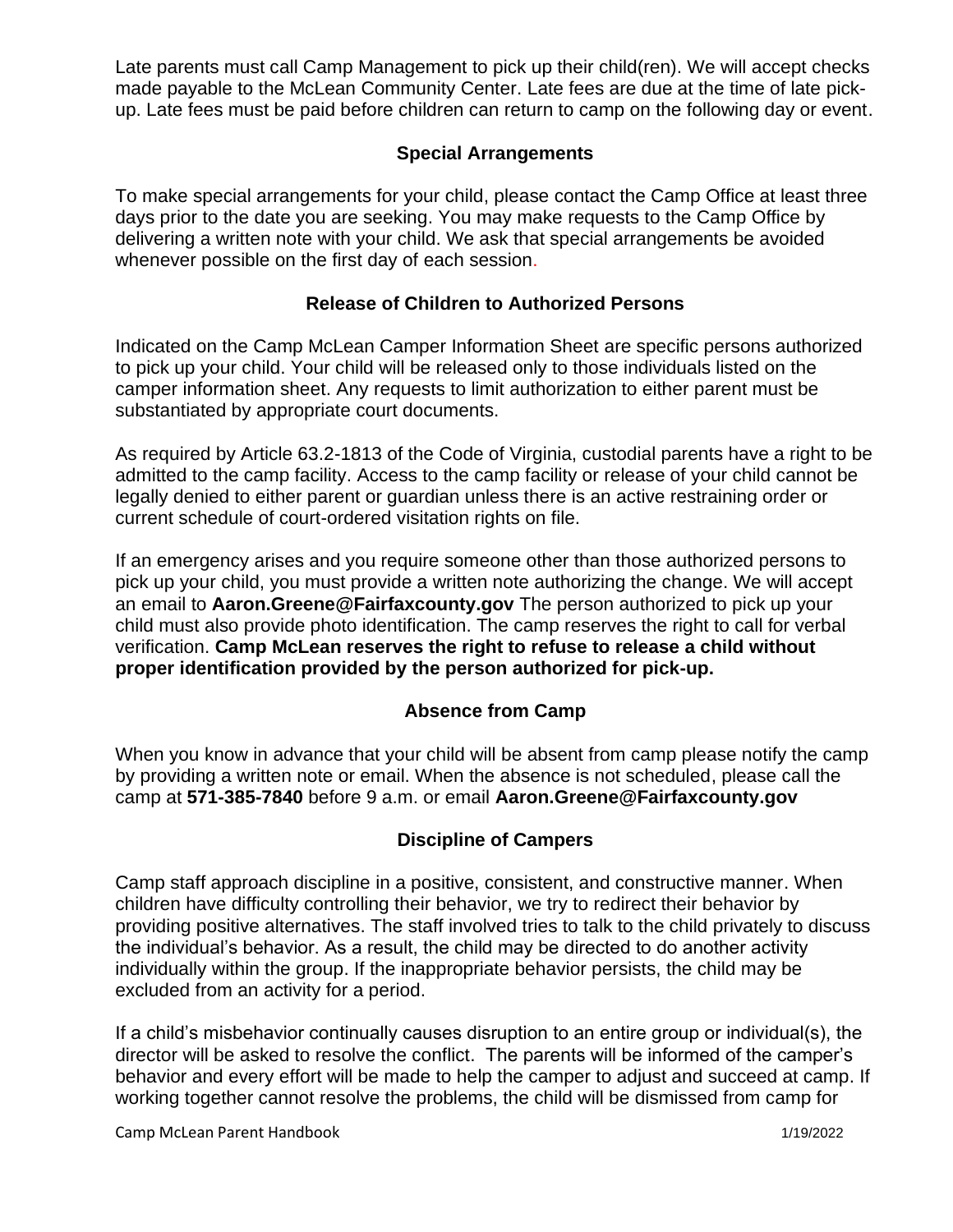Late parents must call Camp Management to pick up their child(ren). We will accept checks made payable to the McLean Community Center. Late fees are due at the time of late pick-up. Late fees must be paid before children can return to camp on the following day or event.

## Special Arrangements

To make special arrangements for your child, please contact the Camp Office at least three days prior to the date you are seeking. You may make requests to the Camp Office by delivering a written note with your child. We ask that special arrangements be avoided whenever possible on the first day of each session.

## Release of Children to Authorized Persons

Indicated on the Camp McLean Camper Information Sheet are specific persons authorized to pick up your child. Your child will be released only to those individuals listed on the camper information sheet. Any requests to limit authorization to either parent must be substantiated by appropriate court documents.

As required by Article 63.2-1813 of the Code of Virginia, custodial parents have a right to be admitted to the camp facility. Access to the camp facility or release of your child cannot be legally denied to either parent or guardian unless there is an active restraining order or current schedule of court-ordered visitation rights on file.

If an emergency arises and you require someone other than those authorized persons to pick up your child, you must provide a written note authorizing the change. We will accept an email to **Aaron.Greene@Fairfaxcounty.gov** The person authorized to pick up your child must also provide photo identification. The camp reserves the right to call for verbal verification. **Camp McLean reserves the right to refuse to release a child without proper identification provided by the person authorized for pick-up.**

## Absence from Camp

When you know in advance that your child will be absent from camp please notify the camp by providing a written note or email. When the absence is not scheduled, please call the camp at **571-385-7840** before 9 a.m. or email **Aaron.Greene@Fairfaxcounty.gov**

## Discipline of Campers

Camp staff approach discipline in a positive, consistent, and constructive manner. When children have difficulty controlling their behavior, we try to redirect their behavior by providing positive alternatives. The staff involved tries to talk to the child privately to discuss the individual's behavior. As a result, the child may be directed to do another activity individually within the group. If the inappropriate behavior persists, the child may be excluded from an activity for a period.

If a child's misbehavior continually causes disruption to an entire group or individual(s), the director will be asked to resolve the conflict. The parents will be informed of the camper's behavior and every effort will be made to help the camper to adjust and succeed at camp. If working together cannot resolve the problems, the child will be dismissed from camp for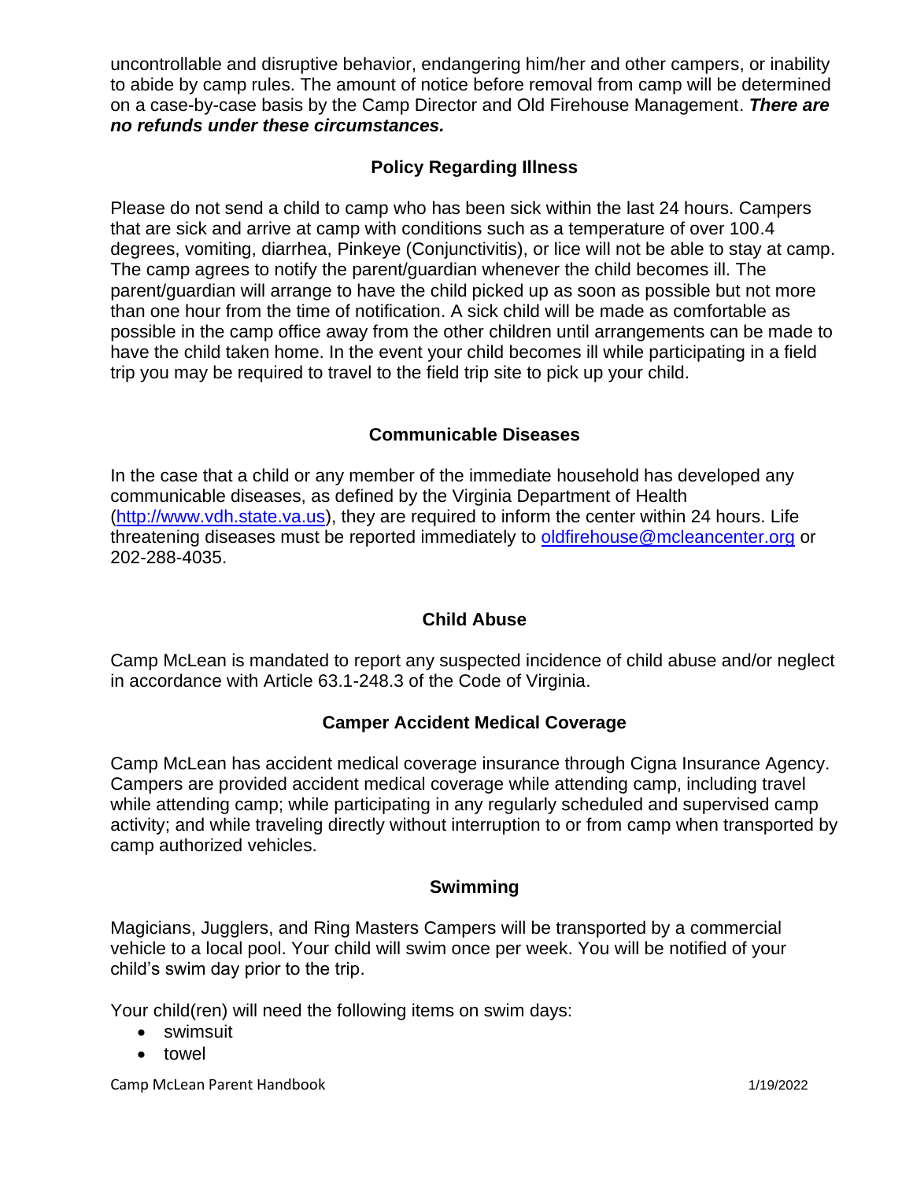uncontrollable and disruptive behavior, endangering him/her and other campers, or inability to abide by camp rules. The amount of notice before removal from camp will be determined on a case-by-case basis by the Camp Director and Old Firehouse Management. ***There are no refunds under these circumstances.***

## Policy Regarding Illness

Please do not send a child to camp who has been sick within the last 24 hours. Campers that are sick and arrive at camp with conditions such as a temperature of over 100.4 degrees, vomiting, diarrhea, Pinkeye (Conjunctivitis), or lice will not be able to stay at camp. The camp agrees to notify the parent/guardian whenever the child becomes ill. The parent/guardian will arrange to have the child picked up as soon as possible but not more than one hour from the time of notification. A sick child will be made as comfortable as possible in the camp office away from the other children until arrangements can be made to have the child taken home. In the event your child becomes ill while participating in a field trip you may be required to travel to the field trip site to pick up your child.

## Communicable Diseases

In the case that a child or any member of the immediate household has developed any communicable diseases, as defined by the Virginia Department of Health (http://www.vdh.state.va.us), they are required to inform the center within 24 hours. Life threatening diseases must be reported immediately to oldfirehouse@mcleancenter.org or 202-288-4035.

## Child Abuse

Camp McLean is mandated to report any suspected incidence of child abuse and/or neglect in accordance with Article 63.1-248.3 of the Code of Virginia.

## Camper Accident Medical Coverage

Camp McLean has accident medical coverage insurance through Cigna Insurance Agency. Campers are provided accident medical coverage while attending camp, including travel while attending camp; while participating in any regularly scheduled and supervised camp activity; and while traveling directly without interruption to or from camp when transported by camp authorized vehicles.

## Swimming

Magicians, Jugglers, and Ring Masters Campers will be transported by a commercial vehicle to a local pool. Your child will swim once per week. You will be notified of your child's swim day prior to the trip.

Your child(ren) will need the following items on swim days:

- swimsuit
- towel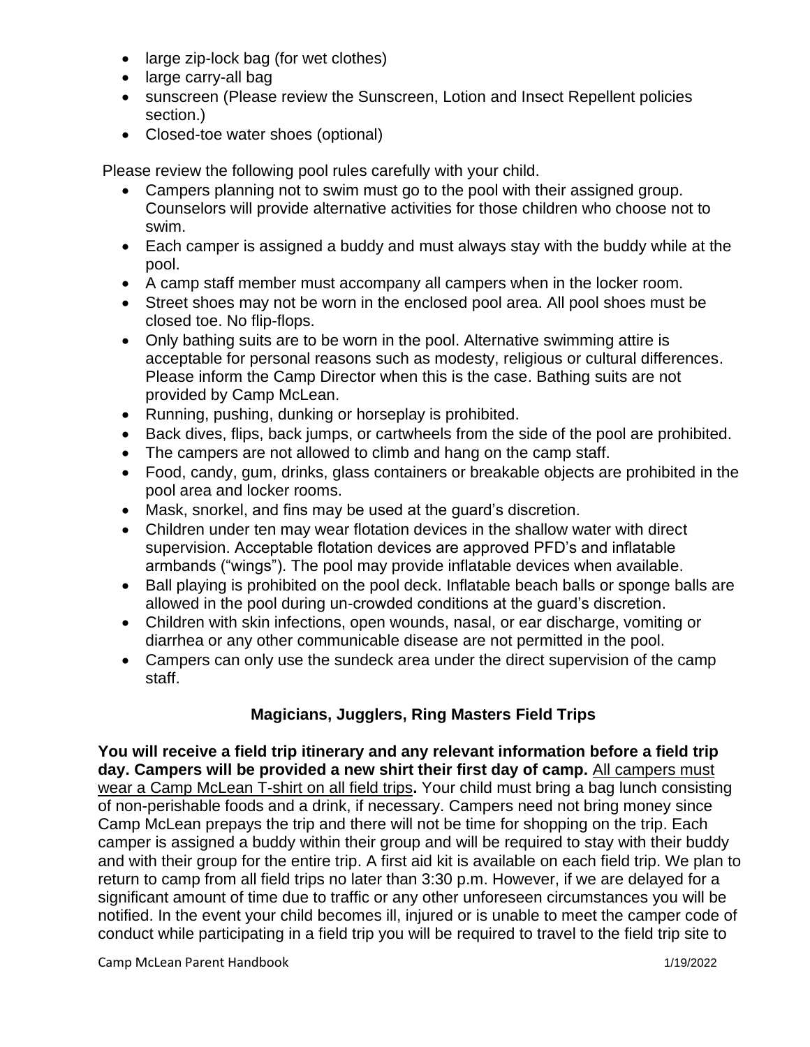- large zip-lock bag (for wet clothes)
- large carry-all bag
- sunscreen (Please review the Sunscreen, Lotion and Insect Repellent policies section.)
- Closed-toe water shoes (optional)

Please review the following pool rules carefully with your child.

- Campers planning not to swim must go to the pool with their assigned group. Counselors will provide alternative activities for those children who choose not to swim.
- Each camper is assigned a buddy and must always stay with the buddy while at the pool.
- A camp staff member must accompany all campers when in the locker room.
- Street shoes may not be worn in the enclosed pool area. All pool shoes must be closed toe. No flip-flops.
- Only bathing suits are to be worn in the pool. Alternative swimming attire is acceptable for personal reasons such as modesty, religious or cultural differences. Please inform the Camp Director when this is the case. Bathing suits are not provided by Camp McLean.
- Running, pushing, dunking or horseplay is prohibited.
- Back dives, flips, back jumps, or cartwheels from the side of the pool are prohibited.
- The campers are not allowed to climb and hang on the camp staff.
- Food, candy, gum, drinks, glass containers or breakable objects are prohibited in the pool area and locker rooms.
- Mask, snorkel, and fins may be used at the guard's discretion.
- Children under ten may wear flotation devices in the shallow water with direct supervision. Acceptable flotation devices are approved PFD's and inflatable armbands ("wings"). The pool may provide inflatable devices when available.
- Ball playing is prohibited on the pool deck. Inflatable beach balls or sponge balls are allowed in the pool during un-crowded conditions at the guard's discretion.
- Children with skin infections, open wounds, nasal, or ear discharge, vomiting or diarrhea or any other communicable disease are not permitted in the pool.
- Campers can only use the sundeck area under the direct supervision of the camp staff.

### Magicians, Jugglers, Ring Masters Field Trips

**You will receive a field trip itinerary and any relevant information before a field trip day. Campers will be provided a new shirt their first day of camp.** <u>All campers must wear a Camp McLean T-shirt on all field trips</u>**.** Your child must bring a bag lunch consisting of non-perishable foods and a drink, if necessary. Campers need not bring money since Camp McLean prepays the trip and there will not be time for shopping on the trip. Each camper is assigned a buddy within their group and will be required to stay with their buddy and with their group for the entire trip. A first aid kit is available on each field trip. We plan to return to camp from all field trips no later than 3:30 p.m. However, if we are delayed for a significant amount of time due to traffic or any other unforeseen circumstances you will be notified. In the event your child becomes ill, injured or is unable to meet the camper code of conduct while participating in a field trip you will be required to travel to the field trip site to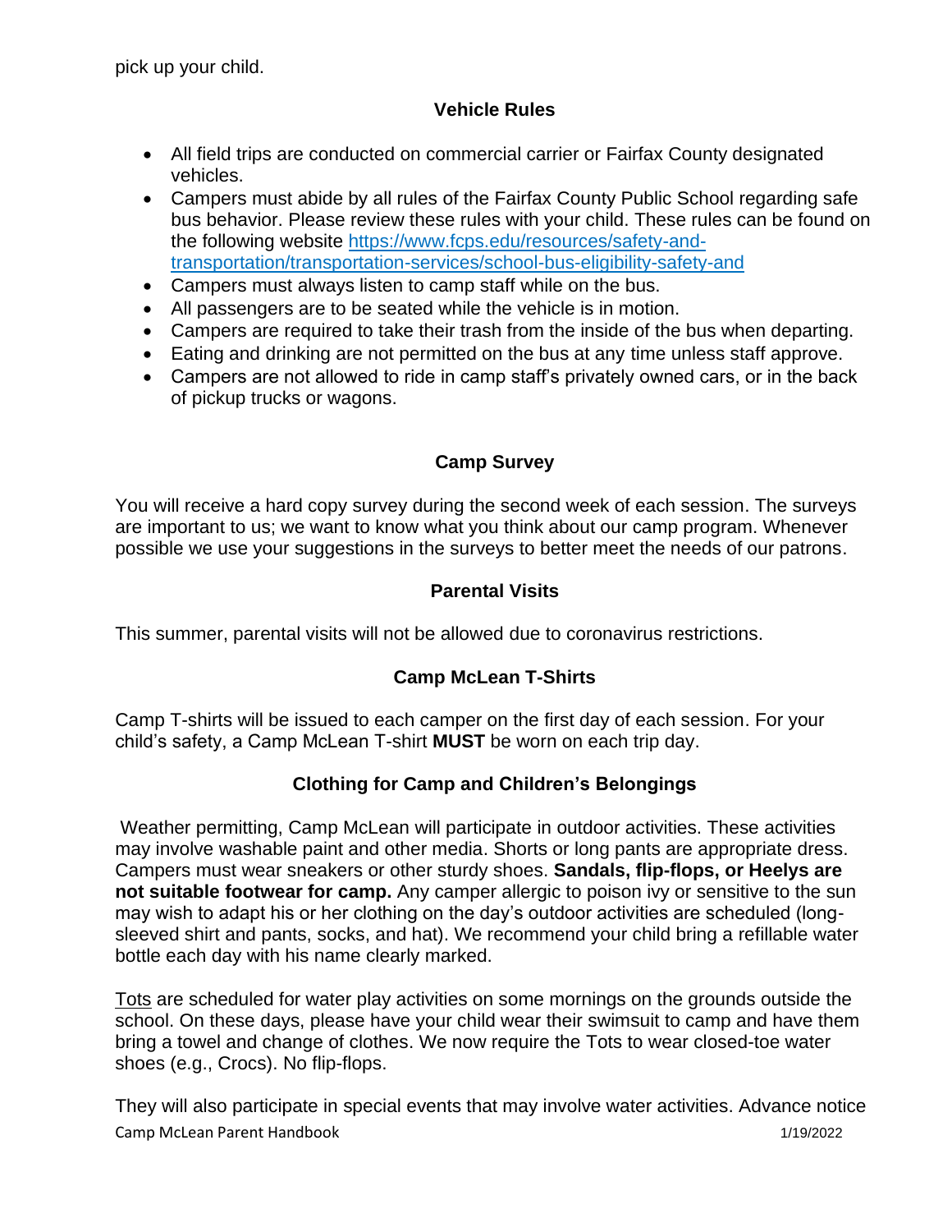pick up your child.

## Vehicle Rules

- All field trips are conducted on commercial carrier or Fairfax County designated vehicles.
- Campers must abide by all rules of the Fairfax County Public School regarding safe bus behavior. Please review these rules with your child. These rules can be found on the following website [https://www.fcps.edu/resources/safety-and-transportation/transportation-services/school-bus-eligibility-safety-and](https://www.fcps.edu/resources/safety-and-transportation/transportation-services/school-bus-eligibility-safety-and)
- Campers must always listen to camp staff while on the bus.
- All passengers are to be seated while the vehicle is in motion.
- Campers are required to take their trash from the inside of the bus when departing.
- Eating and drinking are not permitted on the bus at any time unless staff approve.
- Campers are not allowed to ride in camp staff's privately owned cars, or in the back of pickup trucks or wagons.

## Camp Survey

You will receive a hard copy survey during the second week of each session. The surveys are important to us; we want to know what you think about our camp program. Whenever possible we use your suggestions in the surveys to better meet the needs of our patrons.

## Parental Visits

This summer, parental visits will not be allowed due to coronavirus restrictions.

## Camp McLean T-Shirts

Camp T-shirts will be issued to each camper on the first day of each session. For your child's safety, a Camp McLean T-shirt **MUST** be worn on each trip day.

## Clothing for Camp and Children's Belongings

Weather permitting, Camp McLean will participate in outdoor activities. These activities may involve washable paint and other media. Shorts or long pants are appropriate dress. Campers must wear sneakers or other sturdy shoes. **Sandals, flip-flops, or Heelys are not suitable footwear for camp.** Any camper allergic to poison ivy or sensitive to the sun may wish to adapt his or her clothing on the day's outdoor activities are scheduled (long-sleeved shirt and pants, socks, and hat). We recommend your child bring a refillable water bottle each day with his name clearly marked.

<u>Tots</u> are scheduled for water play activities on some mornings on the grounds outside the school. On these days, please have your child wear their swimsuit to camp and have them bring a towel and change of clothes. We now require the Tots to wear closed-toe water shoes (e.g., Crocs). No flip-flops.

They will also participate in special events that may involve water activities. Advance notice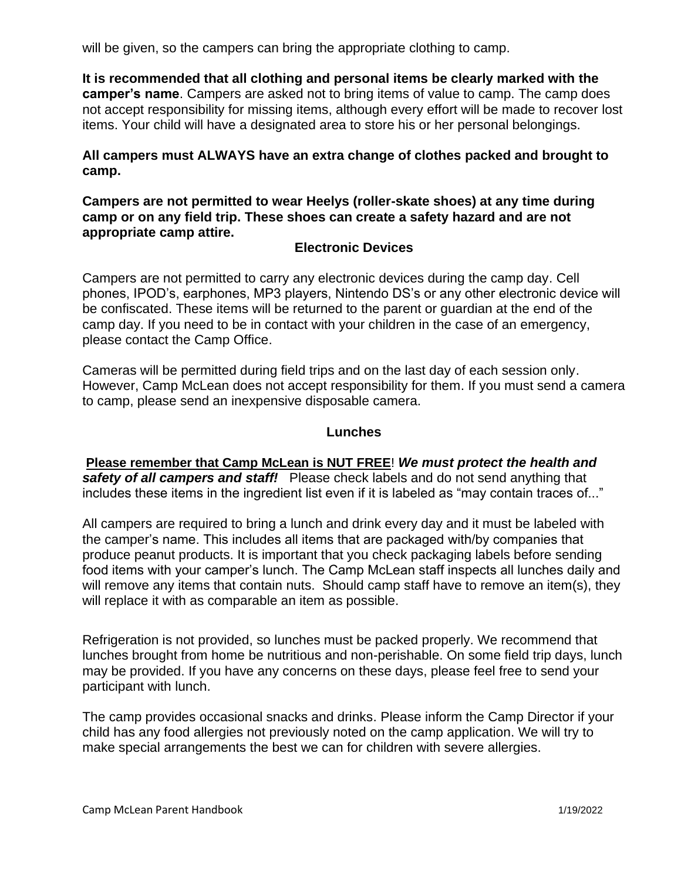will be given, so the campers can bring the appropriate clothing to camp.

**It is recommended that all clothing and personal items be clearly marked with the camper's name**. Campers are asked not to bring items of value to camp. The camp does not accept responsibility for missing items, although every effort will be made to recover lost items. Your child will have a designated area to store his or her personal belongings.

**All campers must ALWAYS have an extra change of clothes packed and brought to camp.**

**Campers are not permitted to wear Heelys (roller-skate shoes) at any time during camp or on any field trip. These shoes can create a safety hazard and are not appropriate camp attire.**

## Electronic Devices

Campers are not permitted to carry any electronic devices during the camp day. Cell phones, IPOD's, earphones, MP3 players, Nintendo DS's or any other electronic device will be confiscated. These items will be returned to the parent or guardian at the end of the camp day. If you need to be in contact with your children in the case of an emergency, please contact the Camp Office.

Cameras will be permitted during field trips and on the last day of each session only. However, Camp McLean does not accept responsibility for them. If you must send a camera to camp, please send an inexpensive disposable camera.

## Lunches

**Please remember that Camp McLean is NUT FREE**! ***We must protect the health and safety of all campers and staff!*** Please check labels and do not send anything that includes these items in the ingredient list even if it is labeled as "may contain traces of..."

All campers are required to bring a lunch and drink every day and it must be labeled with the camper's name. This includes all items that are packaged with/by companies that produce peanut products. It is important that you check packaging labels before sending food items with your camper's lunch. The Camp McLean staff inspects all lunches daily and will remove any items that contain nuts. Should camp staff have to remove an item(s), they will replace it with as comparable an item as possible.

Refrigeration is not provided, so lunches must be packed properly. We recommend that lunches brought from home be nutritious and non-perishable. On some field trip days, lunch may be provided. If you have any concerns on these days, please feel free to send your participant with lunch.

The camp provides occasional snacks and drinks. Please inform the Camp Director if your child has any food allergies not previously noted on the camp application. We will try to make special arrangements the best we can for children with severe allergies.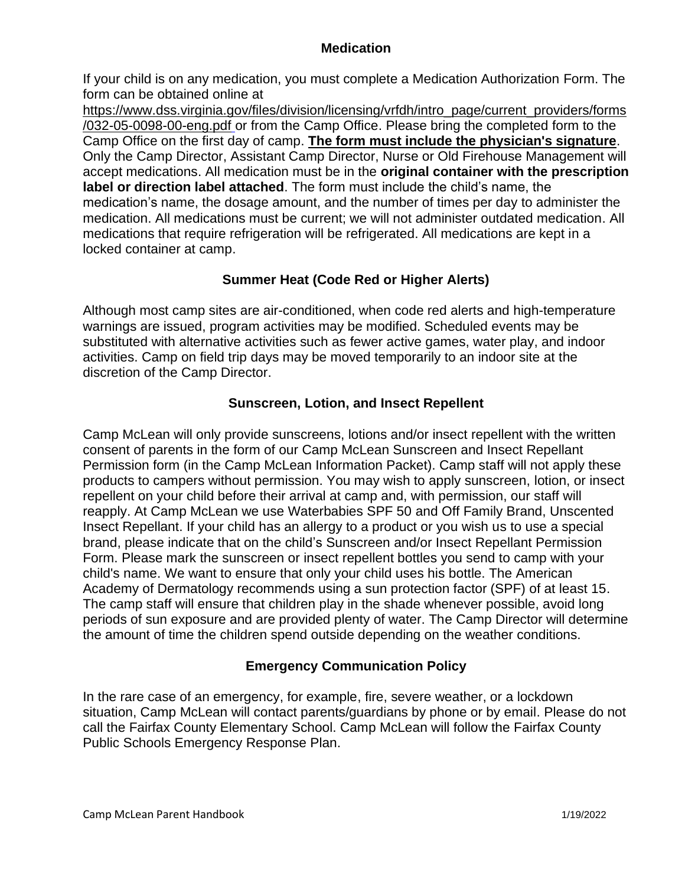## Medication

If your child is on any medication, you must complete a Medication Authorization Form. The form can be obtained online at https://www.dss.virginia.gov/files/division/licensing/vrfdh/intro_page/current_providers/forms/032-05-0098-00-eng.pdf or from the Camp Office. Please bring the completed form to the Camp Office on the first day of camp. **The form must include the physician's signature**. Only the Camp Director, Assistant Camp Director, Nurse or Old Firehouse Management will accept medications. All medication must be in the **original container with the prescription label or direction label attached**. The form must include the child's name, the medication's name, the dosage amount, and the number of times per day to administer the medication. All medications must be current; we will not administer outdated medication. All medications that require refrigeration will be refrigerated. All medications are kept in a locked container at camp.

## Summer Heat (Code Red or Higher Alerts)

Although most camp sites are air-conditioned, when code red alerts and high-temperature warnings are issued, program activities may be modified. Scheduled events may be substituted with alternative activities such as fewer active games, water play, and indoor activities. Camp on field trip days may be moved temporarily to an indoor site at the discretion of the Camp Director.

## Sunscreen, Lotion, and Insect Repellent

Camp McLean will only provide sunscreens, lotions and/or insect repellent with the written consent of parents in the form of our Camp McLean Sunscreen and Insect Repellant Permission form (in the Camp McLean Information Packet). Camp staff will not apply these products to campers without permission. You may wish to apply sunscreen, lotion, or insect repellent on your child before their arrival at camp and, with permission, our staff will reapply. At Camp McLean we use Waterbabies SPF 50 and Off Family Brand, Unscented Insect Repellant. If your child has an allergy to a product or you wish us to use a special brand, please indicate that on the child's Sunscreen and/or Insect Repellant Permission Form. Please mark the sunscreen or insect repellent bottles you send to camp with your child's name. We want to ensure that only your child uses his bottle. The American Academy of Dermatology recommends using a sun protection factor (SPF) of at least 15. The camp staff will ensure that children play in the shade whenever possible, avoid long periods of sun exposure and are provided plenty of water. The Camp Director will determine the amount of time the children spend outside depending on the weather conditions.

## Emergency Communication Policy

In the rare case of an emergency, for example, fire, severe weather, or a lockdown situation, Camp McLean will contact parents/guardians by phone or by email. Please do not call the Fairfax County Elementary School. Camp McLean will follow the Fairfax County Public Schools Emergency Response Plan.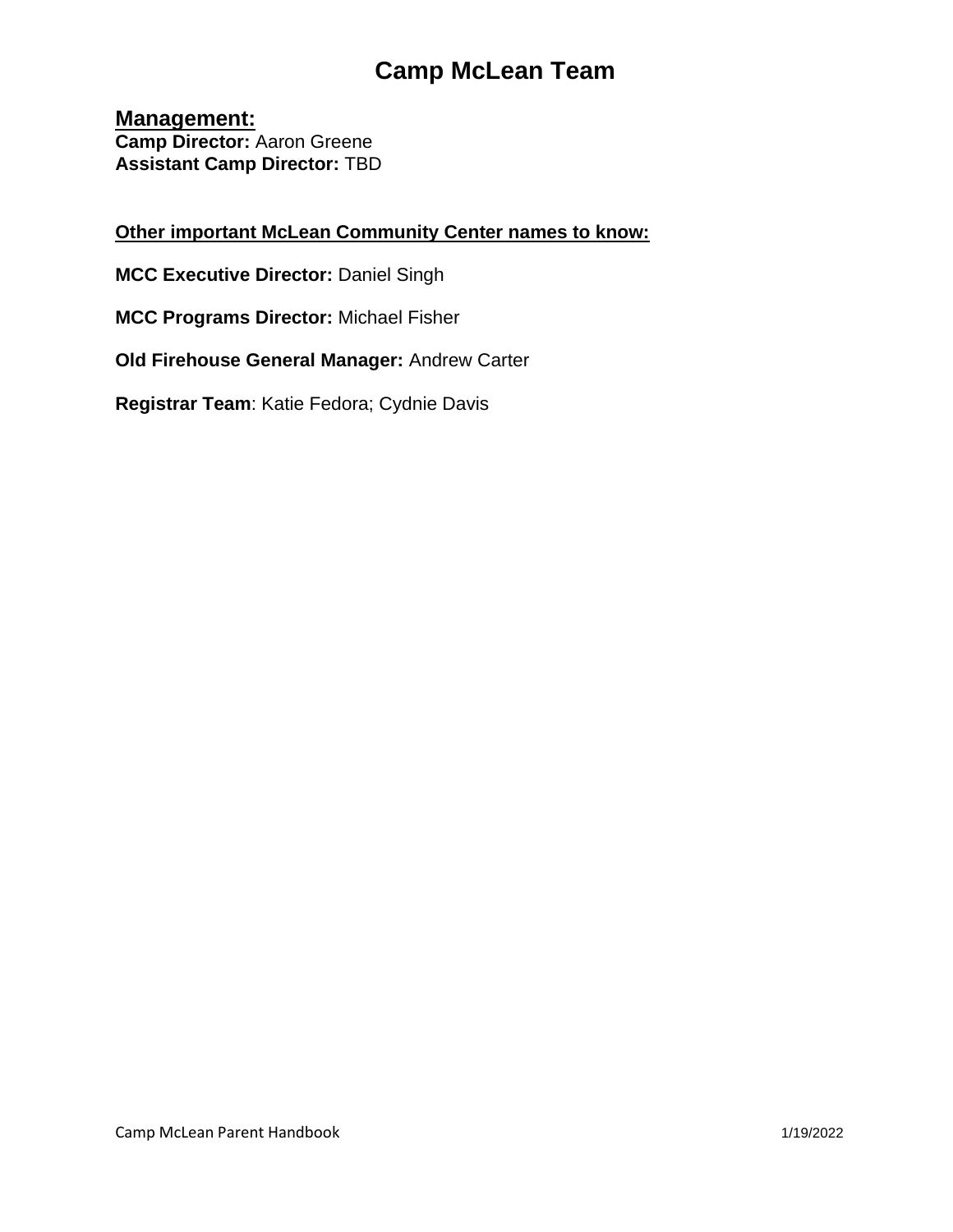# Camp McLean Team

## Management:

**Camp Director:** Aaron Greene
**Assistant Camp Director:** TBD

**Other important McLean Community Center names to know:**

**MCC Executive Director:** Daniel Singh

**MCC Programs Director:** Michael Fisher

**Old Firehouse General Manager:** Andrew Carter

**Registrar Team**: Katie Fedora; Cydnie Davis